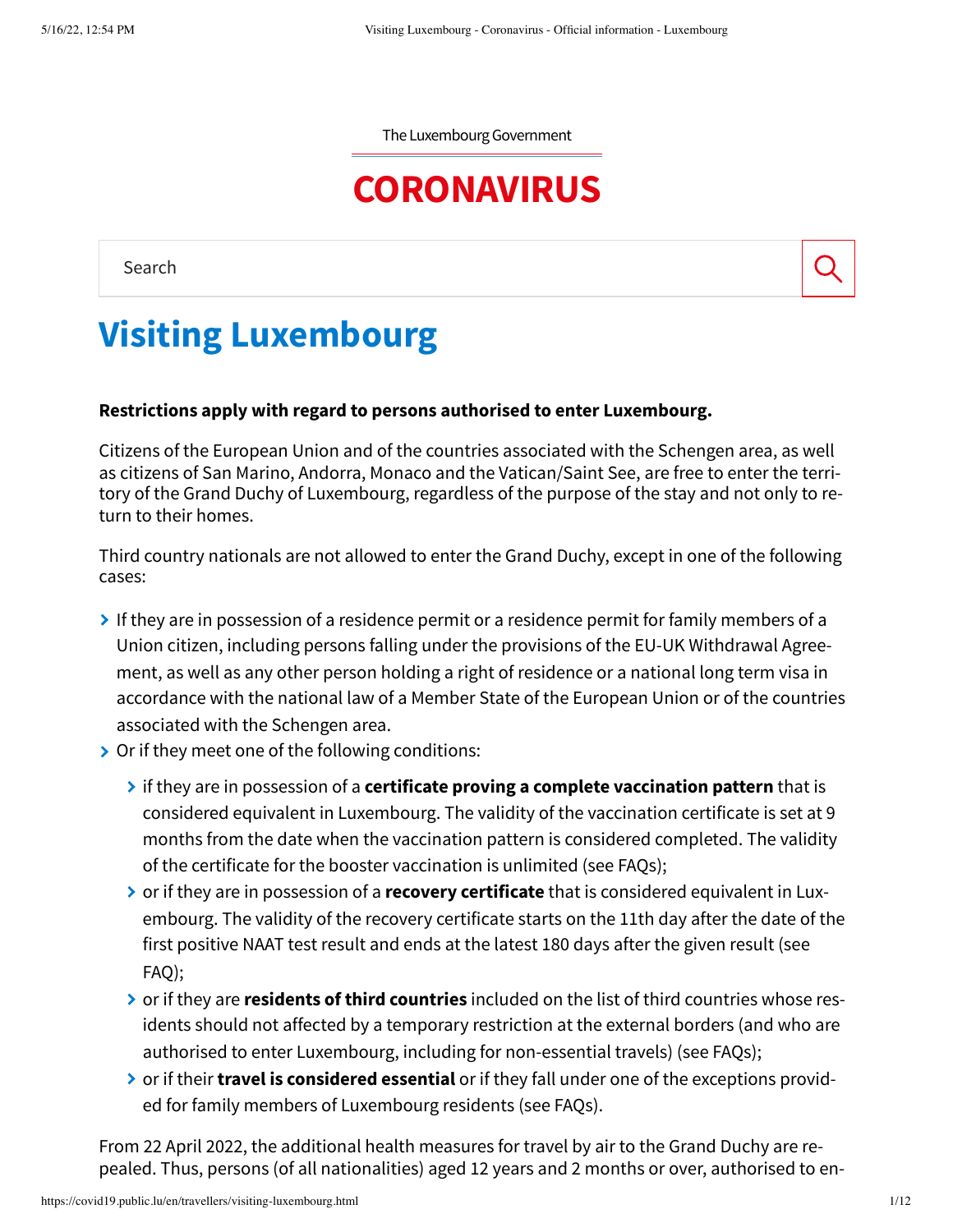The Luxembourg Government

# CORONAVIRUS

Search

# Visiting Luxembourg

**Restrictions apply with regard to persons authorised to enter Luxembourg.**

Citizens of the European Union and of the countries associated with the Schengen area, as well as citizens of San Marino, Andorra, Monaco and the Vatican/Saint See, are free to enter the territory of the Grand Duchy of Luxembourg, regardless of the purpose of the stay and not only to return to their homes.

Third country nationals are not allowed to enter the Grand Duchy, except in one of the following cases:

- If they are in possession of a residence permit or a residence permit for family members of a Union citizen, including persons falling under the provisions of the EU-UK Withdrawal Agreement, as well as any other person holding a right of residence or a national long term visa in accordance with the national law of a Member State of the European Union or of the countries associated with the Schengen area.
- Or if they meet one of the following conditions:
  - if they are in possession of a **certificate proving a complete vaccination pattern** that is considered equivalent in Luxembourg. The validity of the vaccination certificate is set at 9 months from the date when the vaccination pattern is considered completed. The validity of the certificate for the booster vaccination is unlimited (see FAQs);
  - or if they are in possession of a **recovery certificate** that is considered equivalent in Luxembourg. The validity of the recovery certificate starts on the 11th day after the date of the first positive NAAT test result and ends at the latest 180 days after the given result (see FAQ);
  - or if they are **residents of third countries** included on the list of third countries whose residents should not affected by a temporary restriction at the external borders (and who are authorised to enter Luxembourg, including for non-essential travels) (see FAQs);
  - or if their **travel is considered essential** or if they fall under one of the exceptions provided for family members of Luxembourg residents (see FAQs).

From 22 April 2022, the additional health measures for travel by air to the Grand Duchy are repealed. Thus, persons (of all nationalities) aged 12 years and 2 months or over, authorised to en-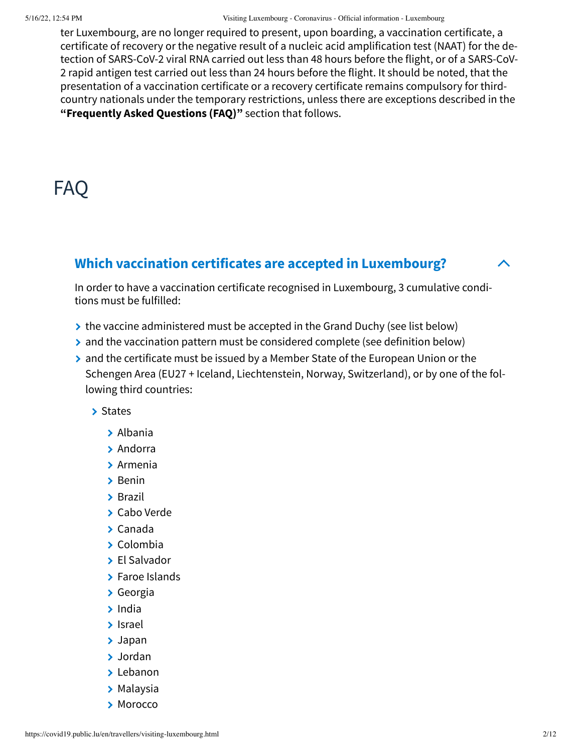ter Luxembourg, are no longer required to present, upon boarding, a vaccination certificate, a certificate of recovery or the negative result of a nucleic acid amplification test (NAAT) for the detection of SARS-CoV-2 viral RNA carried out less than 48 hours before the flight, or of a SARS-CoV-2 rapid antigen test carried out less than 24 hours before the flight. It should be noted, that the presentation of a vaccination certificate or a recovery certificate remains compulsory for third-country nationals under the temporary restrictions, unless there are exceptions described in the **"Frequently Asked Questions (FAQ)"** section that follows.

# FAQ

## Which vaccination certificates are accepted in Luxembourg?

In order to have a vaccination certificate recognised in Luxembourg, 3 cumulative conditions must be fulfilled:

- the vaccine administered must be accepted in the Grand Duchy (see list below)
- and the vaccination pattern must be considered complete (see definition below)
- and the certificate must be issued by a Member State of the European Union or the Schengen Area (EU27 + Iceland, Liechtenstein, Norway, Switzerland), or by one of the following third countries:
  - States
    - Albania
    - Andorra
    - Armenia
    - Benin
    - Brazil
    - Cabo Verde
    - Canada
    - Colombia
    - El Salvador
    - Faroe Islands
    - Georgia
    - India
    - Israel
    - Japan
    - Jordan
    - Lebanon
    - Malaysia
    - Morocco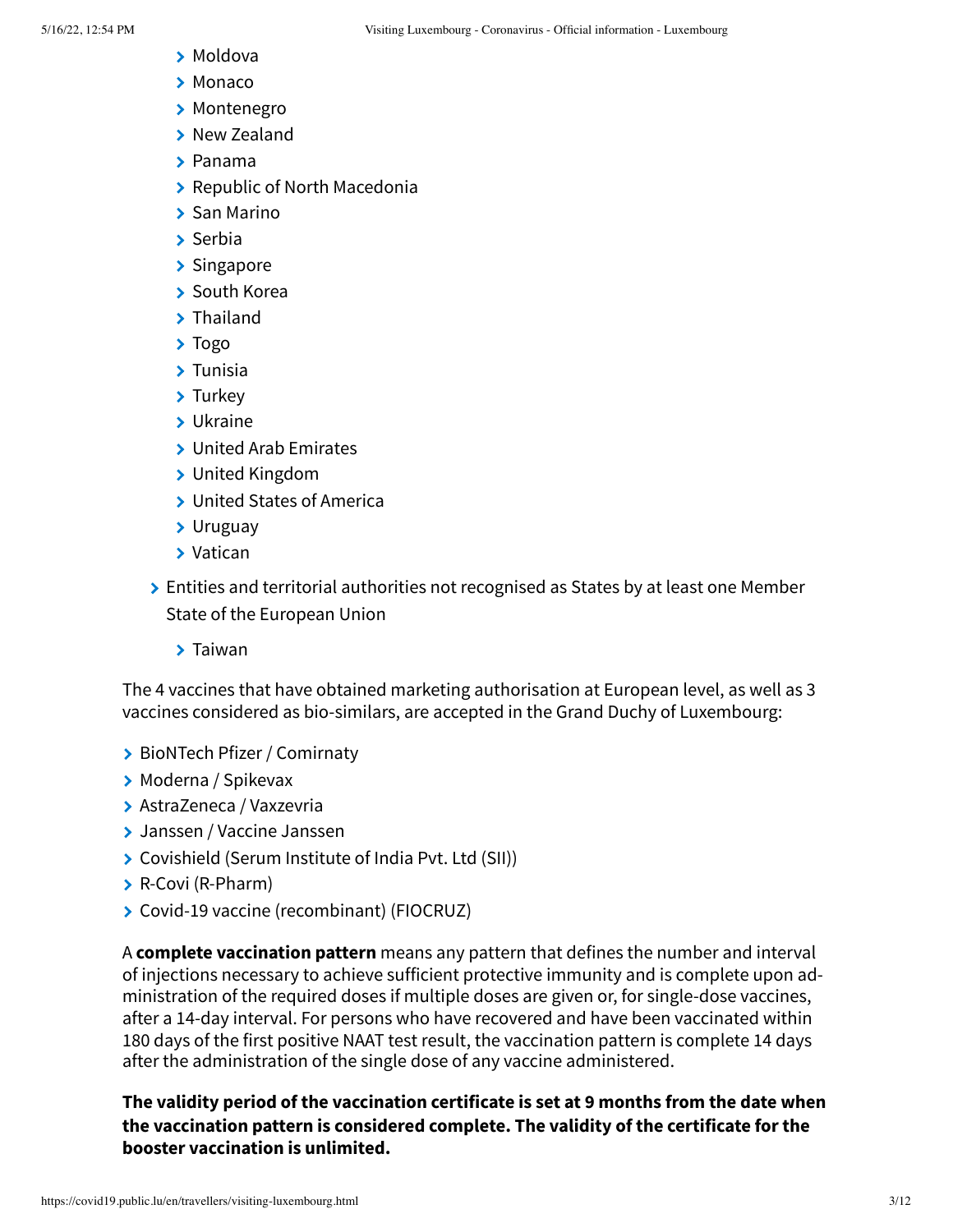- Moldova
  - Monaco
  - Montenegro
  - New Zealand
  - Panama
  - Republic of North Macedonia
  - San Marino
  - Serbia
  - Singapore
  - South Korea
  - Thailand
  - Togo
  - Tunisia
  - Turkey
  - Ukraine
  - United Arab Emirates
  - United Kingdom
  - United States of America
  - Uruguay
  - Vatican
- Entities and territorial authorities not recognised as States by at least one Member State of the European Union
  - Taiwan

The 4 vaccines that have obtained marketing authorisation at European level, as well as 3 vaccines considered as bio-similars, are accepted in the Grand Duchy of Luxembourg:

- BioNTech Pfizer / Comirnaty
- Moderna / Spikevax
- AstraZeneca / Vaxzevria
- Janssen / Vaccine Janssen
- Covishield (Serum Institute of India Pvt. Ltd (SII))
- R-Covi (R-Pharm)
- Covid-19 vaccine (recombinant) (FIOCRUZ)

A **complete vaccination pattern** means any pattern that defines the number and interval of injections necessary to achieve sufficient protective immunity and is complete upon administration of the required doses if multiple doses are given or, for single-dose vaccines, after a 14-day interval. For persons who have recovered and have been vaccinated within 180 days of the first positive NAAT test result, the vaccination pattern is complete 14 days after the administration of the single dose of any vaccine administered.

**The validity period of the vaccination certificate is set at 9 months from the date when the vaccination pattern is considered complete. The validity of the certificate for the booster vaccination is unlimited.**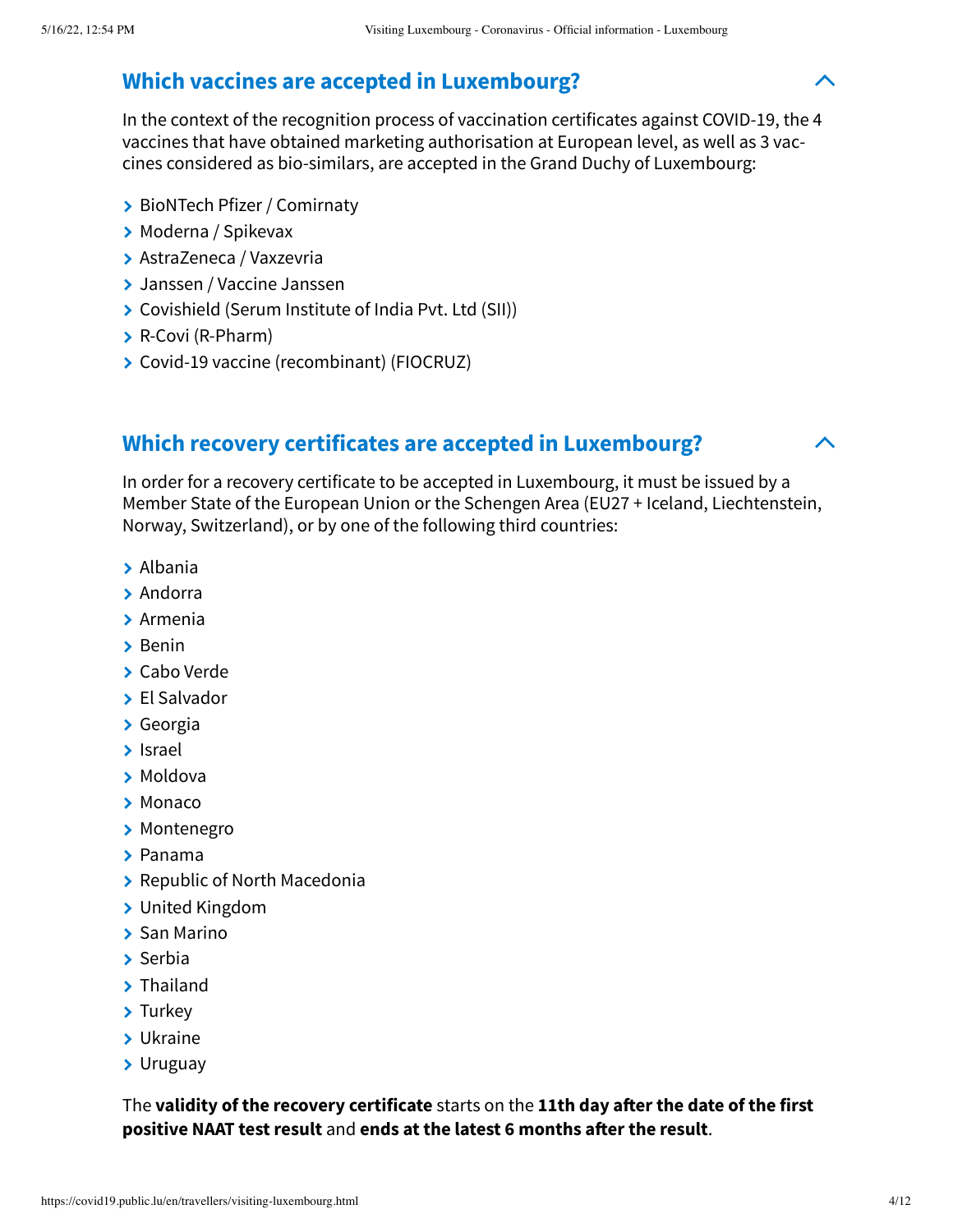## Which vaccines are accepted in Luxembourg?

In the context of the recognition process of vaccination certificates against COVID-19, the 4 vaccines that have obtained marketing authorisation at European level, as well as 3 vaccines considered as bio-similars, are accepted in the Grand Duchy of Luxembourg:

- BioNTech Pfizer / Comirnaty
- Moderna / Spikevax
- AstraZeneca / Vaxzevria
- Janssen / Vaccine Janssen
- Covishield (Serum Institute of India Pvt. Ltd (SII))
- R-Covi (R-Pharm)
- Covid-19 vaccine (recombinant) (FIOCRUZ)

## Which recovery certificates are accepted in Luxembourg?

In order for a recovery certificate to be accepted in Luxembourg, it must be issued by a Member State of the European Union or the Schengen Area (EU27 + Iceland, Liechtenstein, Norway, Switzerland), or by one of the following third countries:

- Albania
- Andorra
- Armenia
- Benin
- Cabo Verde
- El Salvador
- Georgia
- Israel
- Moldova
- Monaco
- Montenegro
- Panama
- Republic of North Macedonia
- United Kingdom
- San Marino
- Serbia
- Thailand
- Turkey
- Ukraine
- Uruguay

The **validity of the recovery certificate** starts on the **11th day after the date of the first positive NAAT test result** and **ends at the latest 6 months after the result**.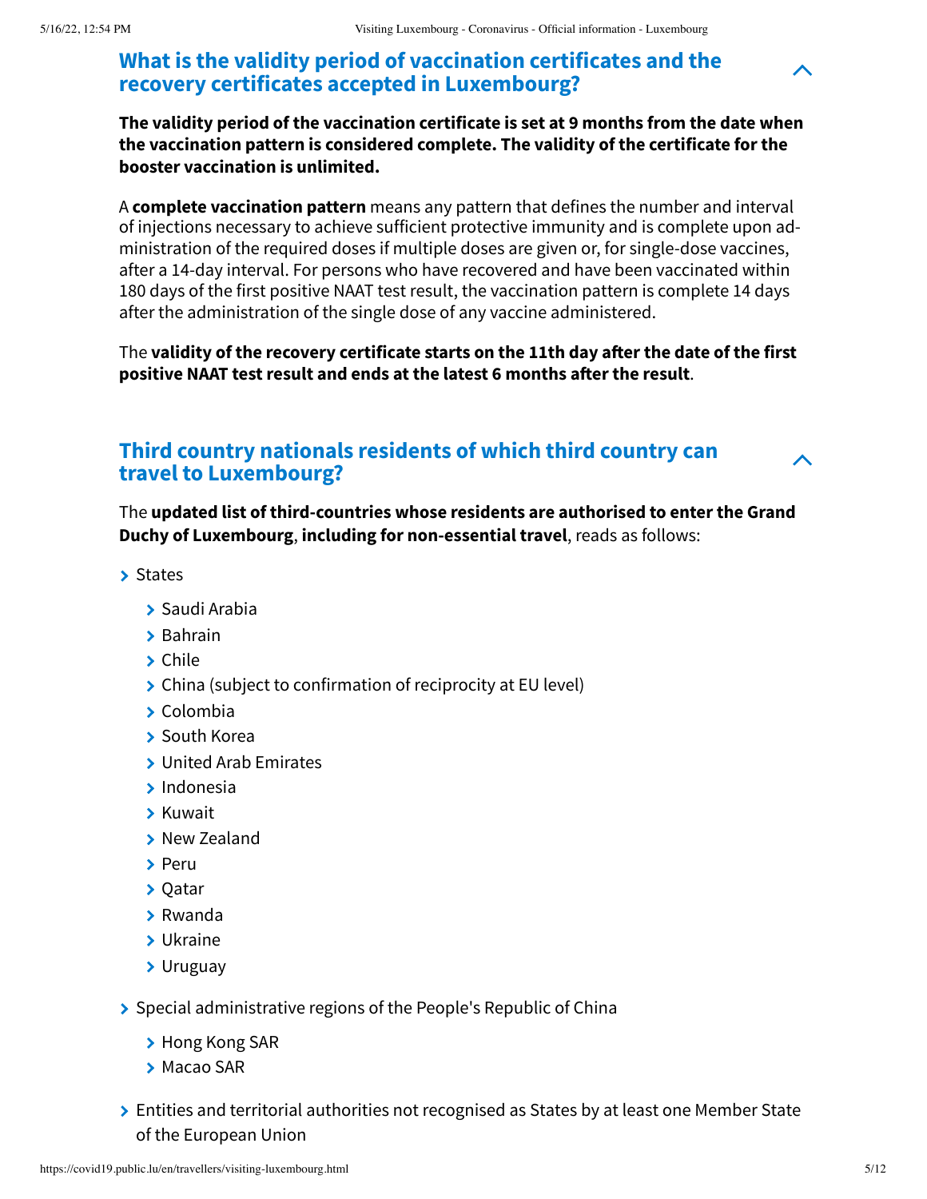## What is the validity period of vaccination certificates and the recovery certificates accepted in Luxembourg?

**The validity period of the vaccination certificate is set at 9 months from the date when the vaccination pattern is considered complete. The validity of the certificate for the booster vaccination is unlimited.**

A **complete vaccination pattern** means any pattern that defines the number and interval of injections necessary to achieve sufficient protective immunity and is complete upon administration of the required doses if multiple doses are given or, for single-dose vaccines, after a 14-day interval. For persons who have recovered and have been vaccinated within 180 days of the first positive NAAT test result, the vaccination pattern is complete 14 days after the administration of the single dose of any vaccine administered.

The **validity of the recovery certificate starts on the 11th day after the date of the first positive NAAT test result and ends at the latest 6 months after the result**.

## Third country nationals residents of which third country can travel to Luxembourg?

The **updated list of third-countries whose residents are authorised to enter the Grand Duchy of Luxembourg**, **including for non-essential travel**, reads as follows:

- States
  - Saudi Arabia
  - Bahrain
  - Chile
  - China (subject to confirmation of reciprocity at EU level)
  - Colombia
  - South Korea
  - United Arab Emirates
  - Indonesia
  - Kuwait
  - New Zealand
  - Peru
  - Qatar
  - Rwanda
  - Ukraine
  - Uruguay
- Special administrative regions of the People's Republic of China
  - Hong Kong SAR
  - Macao SAR
- Entities and territorial authorities not recognised as States by at least one Member State of the European Union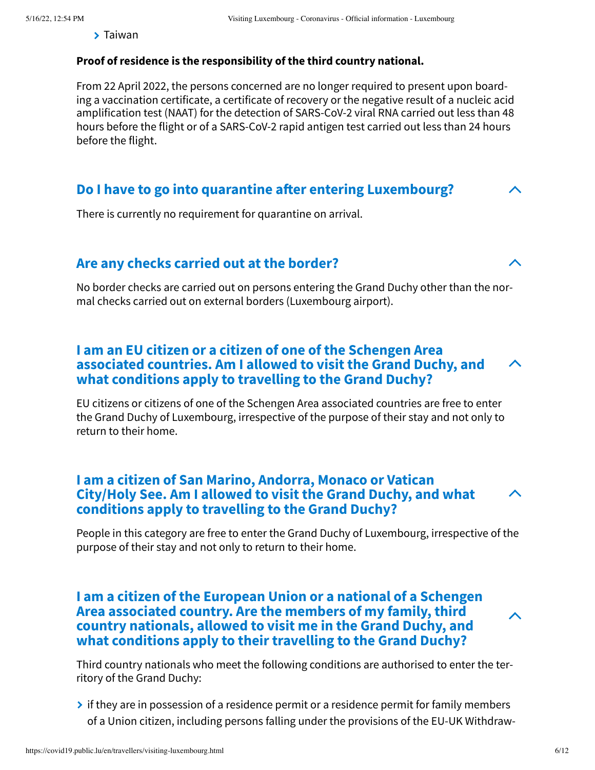- Taiwan

**Proof of residence is the responsibility of the third country national.**

From 22 April 2022, the persons concerned are no longer required to present upon boarding a vaccination certificate, a certificate of recovery or the negative result of a nucleic acid amplification test (NAAT) for the detection of SARS-CoV-2 viral RNA carried out less than 48 hours before the flight or of a SARS-CoV-2 rapid antigen test carried out less than 24 hours before the flight.

## Do I have to go into quarantine after entering Luxembourg?

There is currently no requirement for quarantine on arrival.

## Are any checks carried out at the border?

No border checks are carried out on persons entering the Grand Duchy other than the normal checks carried out on external borders (Luxembourg airport).

## I am an EU citizen or a citizen of one of the Schengen Area associated countries. Am I allowed to visit the Grand Duchy, and what conditions apply to travelling to the Grand Duchy?

EU citizens or citizens of one of the Schengen Area associated countries are free to enter the Grand Duchy of Luxembourg, irrespective of the purpose of their stay and not only to return to their home.

## I am a citizen of San Marino, Andorra, Monaco or Vatican City/Holy See. Am I allowed to visit the Grand Duchy, and what conditions apply to travelling to the Grand Duchy?

People in this category are free to enter the Grand Duchy of Luxembourg, irrespective of the purpose of their stay and not only to return to their home.

## I am a citizen of the European Union or a national of a Schengen Area associated country. Are the members of my family, third country nationals, allowed to visit me in the Grand Duchy, and what conditions apply to their travelling to the Grand Duchy?

Third country nationals who meet the following conditions are authorised to enter the territory of the Grand Duchy:

- if they are in possession of a residence permit or a residence permit for family members of a Union citizen, including persons falling under the provisions of the EU-UK Withdraw-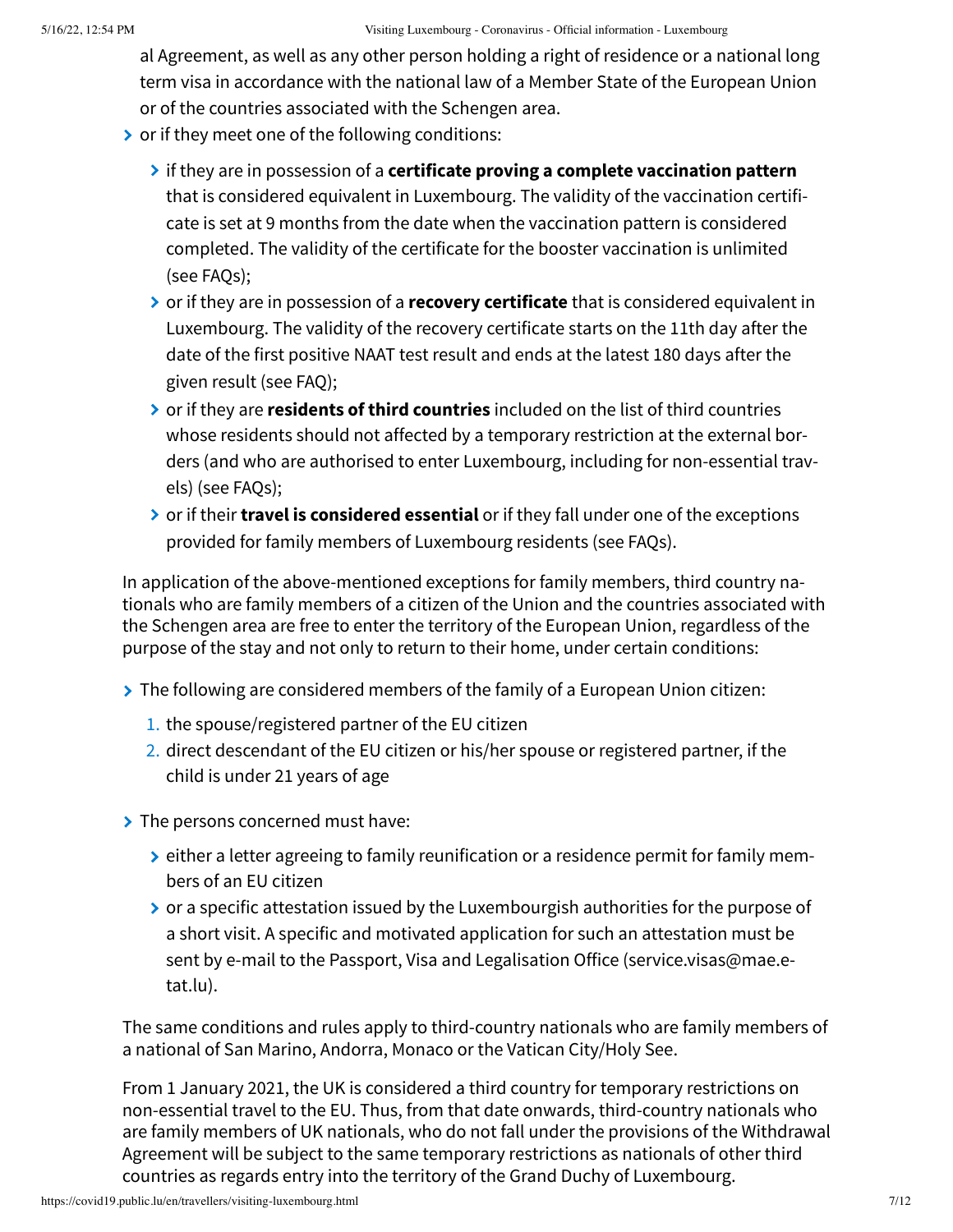al Agreement, as well as any other person holding a right of residence or a national long term visa in accordance with the national law of a Member State of the European Union or of the countries associated with the Schengen area.

- or if they meet one of the following conditions:
  - if they are in possession of a **certificate proving a complete vaccination pattern** that is considered equivalent in Luxembourg. The validity of the vaccination certificate is set at 9 months from the date when the vaccination pattern is considered completed. The validity of the certificate for the booster vaccination is unlimited (see FAQs);
  - or if they are in possession of a **recovery certificate** that is considered equivalent in Luxembourg. The validity of the recovery certificate starts on the 11th day after the date of the first positive NAAT test result and ends at the latest 180 days after the given result (see FAQ);
  - or if they are **residents of third countries** included on the list of third countries whose residents should not affected by a temporary restriction at the external borders (and who are authorised to enter Luxembourg, including for non-essential travels) (see FAQs);
  - or if their **travel is considered essential** or if they fall under one of the exceptions provided for family members of Luxembourg residents (see FAQs).

In application of the above-mentioned exceptions for family members, third country nationals who are family members of a citizen of the Union and the countries associated with the Schengen area are free to enter the territory of the European Union, regardless of the purpose of the stay and not only to return to their home, under certain conditions:

- The following are considered members of the family of a European Union citizen:
  1. the spouse/registered partner of the EU citizen
  2. direct descendant of the EU citizen or his/her spouse or registered partner, if the child is under 21 years of age
- The persons concerned must have:
  - either a letter agreeing to family reunification or a residence permit for family members of an EU citizen
  - or a specific attestation issued by the Luxembourgish authorities for the purpose of a short visit. A specific and motivated application for such an attestation must be sent by e-mail to the Passport, Visa and Legalisation Office (service.visas@mae.etat.lu).

The same conditions and rules apply to third-country nationals who are family members of a national of San Marino, Andorra, Monaco or the Vatican City/Holy See.

From 1 January 2021, the UK is considered a third country for temporary restrictions on non-essential travel to the EU. Thus, from that date onwards, third-country nationals who are family members of UK nationals, who do not fall under the provisions of the Withdrawal Agreement will be subject to the same temporary restrictions as nationals of other third countries as regards entry into the territory of the Grand Duchy of Luxembourg.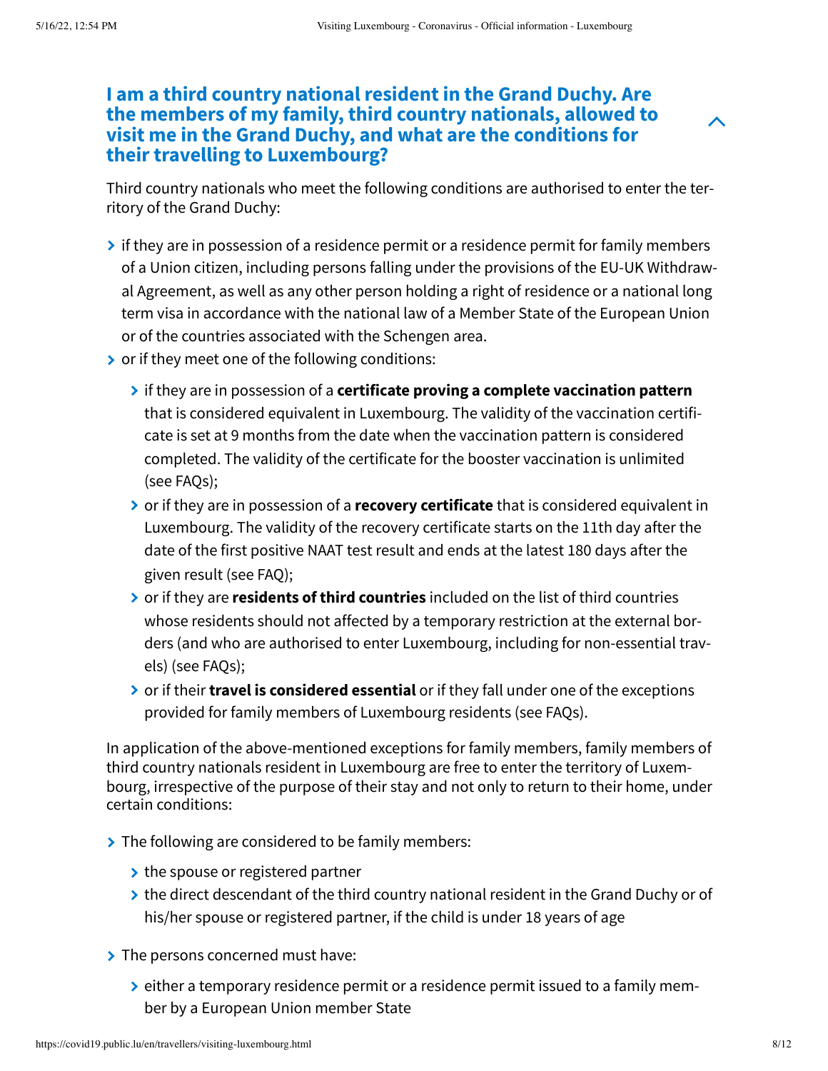### I am a third country national resident in the Grand Duchy. Are the members of my family, third country nationals, allowed to visit me in the Grand Duchy, and what are the conditions for their travelling to Luxembourg?

Third country nationals who meet the following conditions are authorised to enter the territory of the Grand Duchy:

- if they are in possession of a residence permit or a residence permit for family members of a Union citizen, including persons falling under the provisions of the EU-UK Withdrawal Agreement, as well as any other person holding a right of residence or a national long term visa in accordance with the national law of a Member State of the European Union or of the countries associated with the Schengen area.
- or if they meet one of the following conditions:
  - if they are in possession of a **certificate proving a complete vaccination pattern** that is considered equivalent in Luxembourg. The validity of the vaccination certificate is set at 9 months from the date when the vaccination pattern is considered completed. The validity of the certificate for the booster vaccination is unlimited (see FAQs);
  - or if they are in possession of a **recovery certificate** that is considered equivalent in Luxembourg. The validity of the recovery certificate starts on the 11th day after the date of the first positive NAAT test result and ends at the latest 180 days after the given result (see FAQ);
  - or if they are **residents of third countries** included on the list of third countries whose residents should not affected by a temporary restriction at the external borders (and who are authorised to enter Luxembourg, including for non-essential travels) (see FAQs);
  - or if their **travel is considered essential** or if they fall under one of the exceptions provided for family members of Luxembourg residents (see FAQs).

In application of the above-mentioned exceptions for family members, family members of third country nationals resident in Luxembourg are free to enter the territory of Luxembourg, irrespective of the purpose of their stay and not only to return to their home, under certain conditions:

- The following are considered to be family members:
  - the spouse or registered partner
  - the direct descendant of the third country national resident in the Grand Duchy or of his/her spouse or registered partner, if the child is under 18 years of age
- The persons concerned must have:
  - either a temporary residence permit or a residence permit issued to a family member by a European Union member State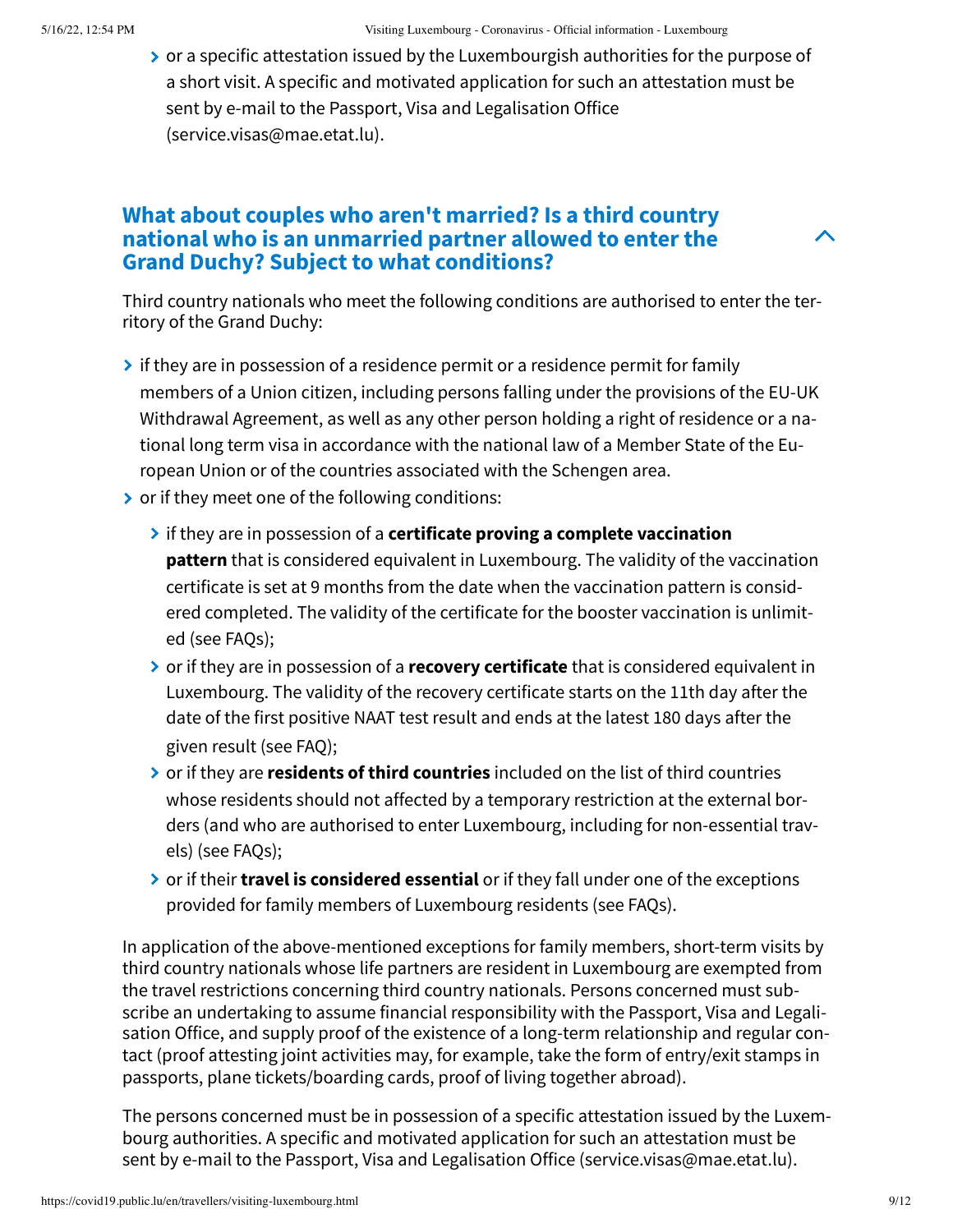- or a specific attestation issued by the Luxembourgish authorities for the purpose of a short visit. A specific and motivated application for such an attestation must be sent by e-mail to the Passport, Visa and Legalisation Office (service.visas@mae.etat.lu).

### What about couples who aren't married? Is a third country national who is an unmarried partner allowed to enter the Grand Duchy? Subject to what conditions?

Third country nationals who meet the following conditions are authorised to enter the territory of the Grand Duchy:

- if they are in possession of a residence permit or a residence permit for family members of a Union citizen, including persons falling under the provisions of the EU-UK Withdrawal Agreement, as well as any other person holding a right of residence or a national long term visa in accordance with the national law of a Member State of the European Union or of the countries associated with the Schengen area.
- or if they meet one of the following conditions:
  - if they are in possession of a **certificate proving a complete vaccination pattern** that is considered equivalent in Luxembourg. The validity of the vaccination certificate is set at 9 months from the date when the vaccination pattern is considered completed. The validity of the certificate for the booster vaccination is unlimited (see FAQs);
  - or if they are in possession of a **recovery certificate** that is considered equivalent in Luxembourg. The validity of the recovery certificate starts on the 11th day after the date of the first positive NAAT test result and ends at the latest 180 days after the given result (see FAQ);
  - or if they are **residents of third countries** included on the list of third countries whose residents should not affected by a temporary restriction at the external borders (and who are authorised to enter Luxembourg, including for non-essential travels) (see FAQs);
  - or if their **travel is considered essential** or if they fall under one of the exceptions provided for family members of Luxembourg residents (see FAQs).

In application of the above-mentioned exceptions for family members, short-term visits by third country nationals whose life partners are resident in Luxembourg are exempted from the travel restrictions concerning third country nationals. Persons concerned must subscribe an undertaking to assume financial responsibility with the Passport, Visa and Legalisation Office, and supply proof of the existence of a long-term relationship and regular contact (proof attesting joint activities may, for example, take the form of entry/exit stamps in passports, plane tickets/boarding cards, proof of living together abroad).

The persons concerned must be in possession of a specific attestation issued by the Luxembourg authorities. A specific and motivated application for such an attestation must be sent by e-mail to the Passport, Visa and Legalisation Office (service.visas@mae.etat.lu).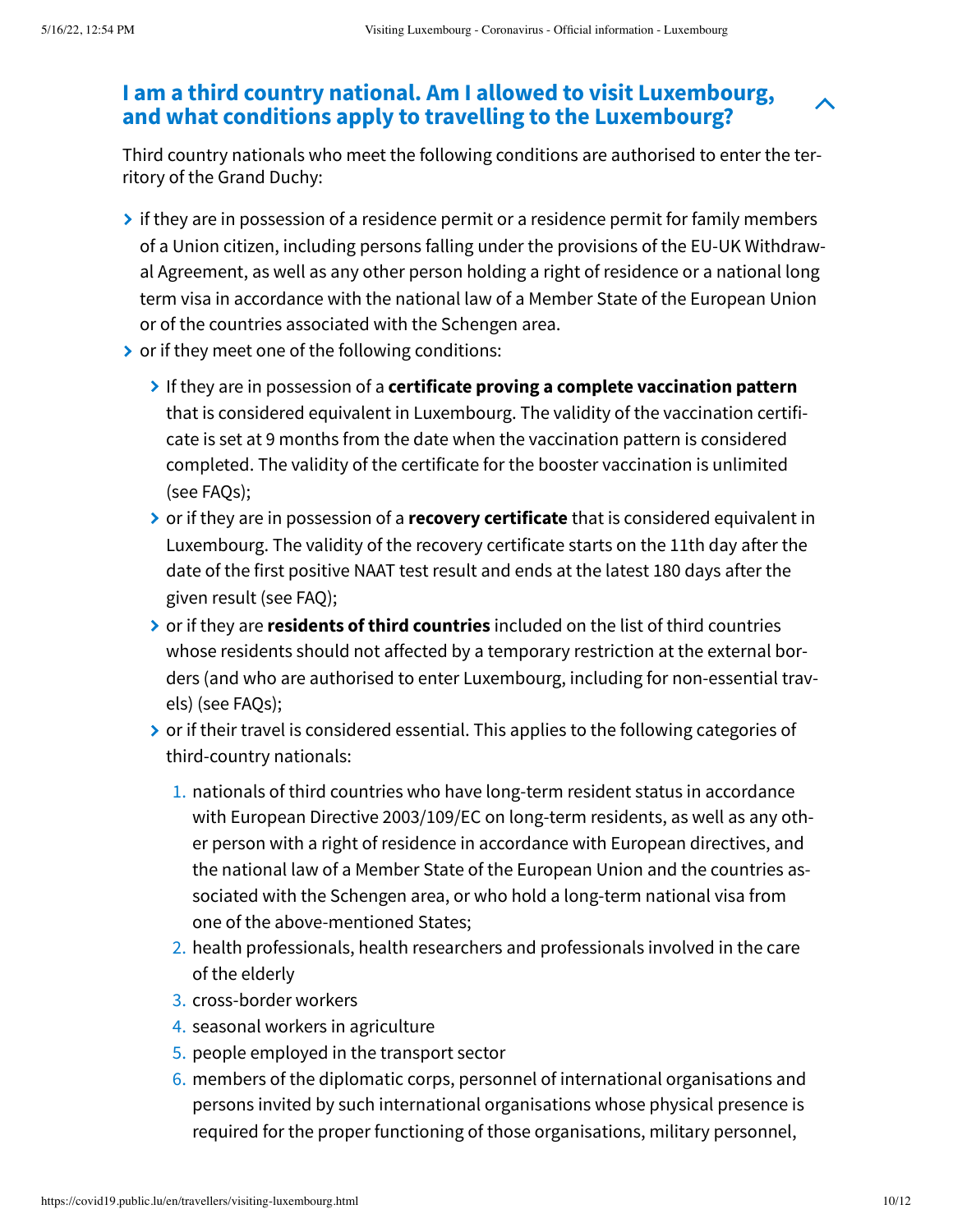## I am a third country national. Am I allowed to visit Luxembourg, and what conditions apply to travelling to the Luxembourg?

Third country nationals who meet the following conditions are authorised to enter the territory of the Grand Duchy:

- if they are in possession of a residence permit or a residence permit for family members of a Union citizen, including persons falling under the provisions of the EU-UK Withdrawal Agreement, as well as any other person holding a right of residence or a national long term visa in accordance with the national law of a Member State of the European Union or of the countries associated with the Schengen area.
- or if they meet one of the following conditions:
  - If they are in possession of a **certificate proving a complete vaccination pattern** that is considered equivalent in Luxembourg. The validity of the vaccination certificate is set at 9 months from the date when the vaccination pattern is considered completed. The validity of the certificate for the booster vaccination is unlimited (see FAQs);
  - or if they are in possession of a **recovery certificate** that is considered equivalent in Luxembourg. The validity of the recovery certificate starts on the 11th day after the date of the first positive NAAT test result and ends at the latest 180 days after the given result (see FAQ);
  - or if they are **residents of third countries** included on the list of third countries whose residents should not affected by a temporary restriction at the external borders (and who are authorised to enter Luxembourg, including for non-essential travels) (see FAQs);
  - or if their travel is considered essential. This applies to the following categories of third-country nationals:
    1. nationals of third countries who have long-term resident status in accordance with European Directive 2003/109/EC on long-term residents, as well as any other person with a right of residence in accordance with European directives, and the national law of a Member State of the European Union and the countries associated with the Schengen area, or who hold a long-term national visa from one of the above-mentioned States;
    2. health professionals, health researchers and professionals involved in the care of the elderly
    3. cross-border workers
    4. seasonal workers in agriculture
    5. people employed in the transport sector
    6. members of the diplomatic corps, personnel of international organisations and persons invited by such international organisations whose physical presence is required for the proper functioning of those organisations, military personnel,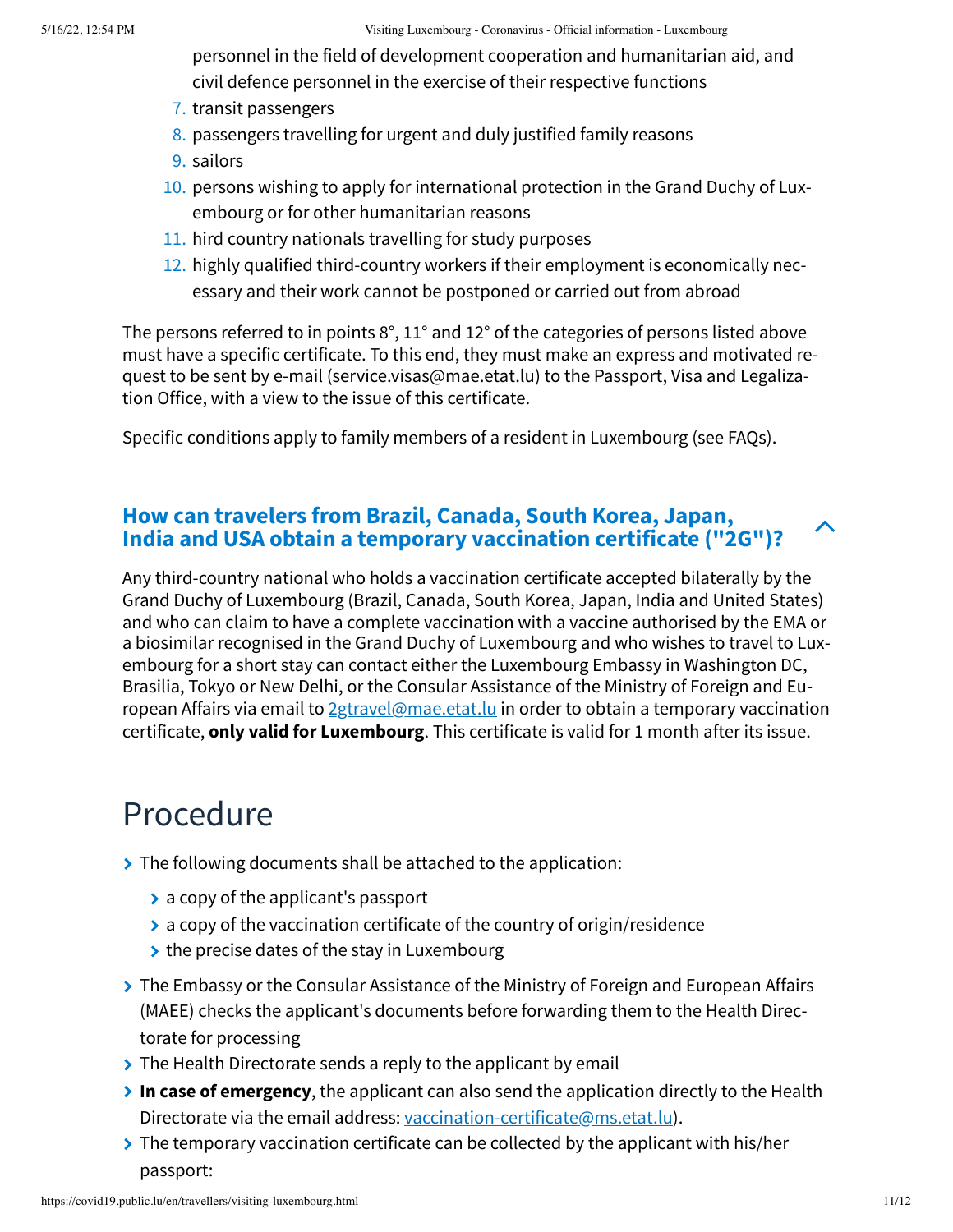personnel in the field of development cooperation and humanitarian aid, and civil defence personnel in the exercise of their respective functions

7. transit passengers
8. passengers travelling for urgent and duly justified family reasons
9. sailors
10. persons wishing to apply for international protection in the Grand Duchy of Luxembourg or for other humanitarian reasons
11. hird country nationals travelling for study purposes
12. highly qualified third-country workers if their employment is economically necessary and their work cannot be postponed or carried out from abroad

The persons referred to in points 8°, 11° and 12° of the categories of persons listed above must have a specific certificate. To this end, they must make an express and motivated request to be sent by e-mail (service.visas@mae.etat.lu) to the Passport, Visa and Legalization Office, with a view to the issue of this certificate.

Specific conditions apply to family members of a resident in Luxembourg (see FAQs).

### How can travelers from Brazil, Canada, South Korea, Japan, India and USA obtain a temporary vaccination certificate ("2G")?

Any third-country national who holds a vaccination certificate accepted bilaterally by the Grand Duchy of Luxembourg (Brazil, Canada, South Korea, Japan, India and United States) and who can claim to have a complete vaccination with a vaccine authorised by the EMA or a biosimilar recognised in the Grand Duchy of Luxembourg and who wishes to travel to Luxembourg for a short stay can contact either the Luxembourg Embassy in Washington DC, Brasilia, Tokyo or New Delhi, or the Consular Assistance of the Ministry of Foreign and European Affairs via email to 2gtravel@mae.etat.lu in order to obtain a temporary vaccination certificate, **only valid for Luxembourg**. This certificate is valid for 1 month after its issue.

## Procedure

- The following documents shall be attached to the application:
  - a copy of the applicant's passport
  - a copy of the vaccination certificate of the country of origin/residence
  - the precise dates of the stay in Luxembourg
- The Embassy or the Consular Assistance of the Ministry of Foreign and European Affairs (MAEE) checks the applicant's documents before forwarding them to the Health Directorate for processing
- The Health Directorate sends a reply to the applicant by email
- **In case of emergency**, the applicant can also send the application directly to the Health Directorate via the email address: vaccination-certificate@ms.etat.lu).
- The temporary vaccination certificate can be collected by the applicant with his/her passport: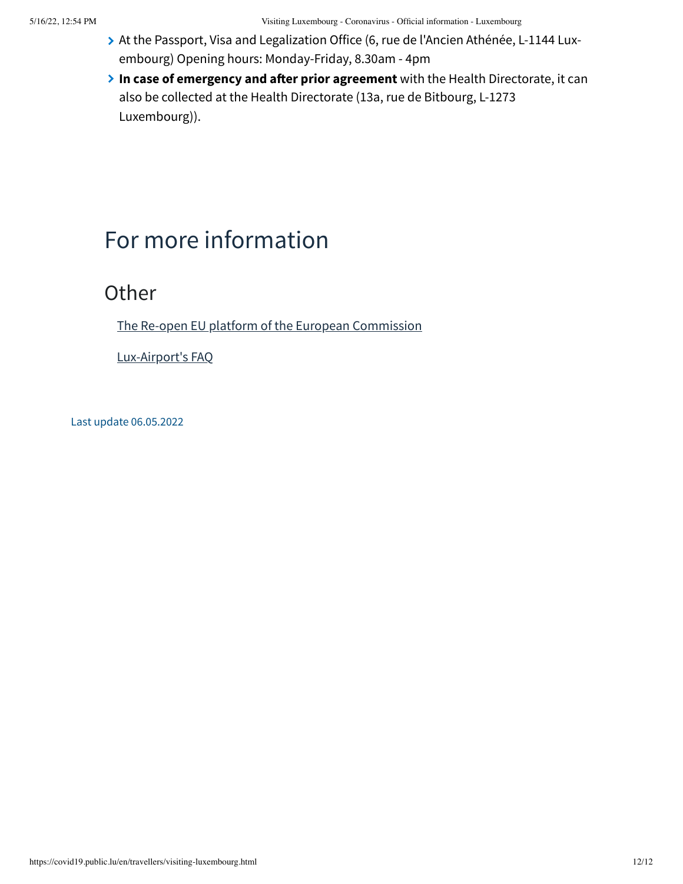- At the Passport, Visa and Legalization Office (6, rue de l'Ancien Athénée, L-1144 Luxembourg) Opening hours: Monday-Friday, 8.30am - 4pm
- **In case of emergency and after prior agreement** with the Health Directorate, it can also be collected at the Health Directorate (13a, rue de Bitbourg, L-1273 Luxembourg)).

# For more information

## Other

The Re-open EU platform of the European Commission

Lux-Airport's FAQ

Last update 06.05.2022